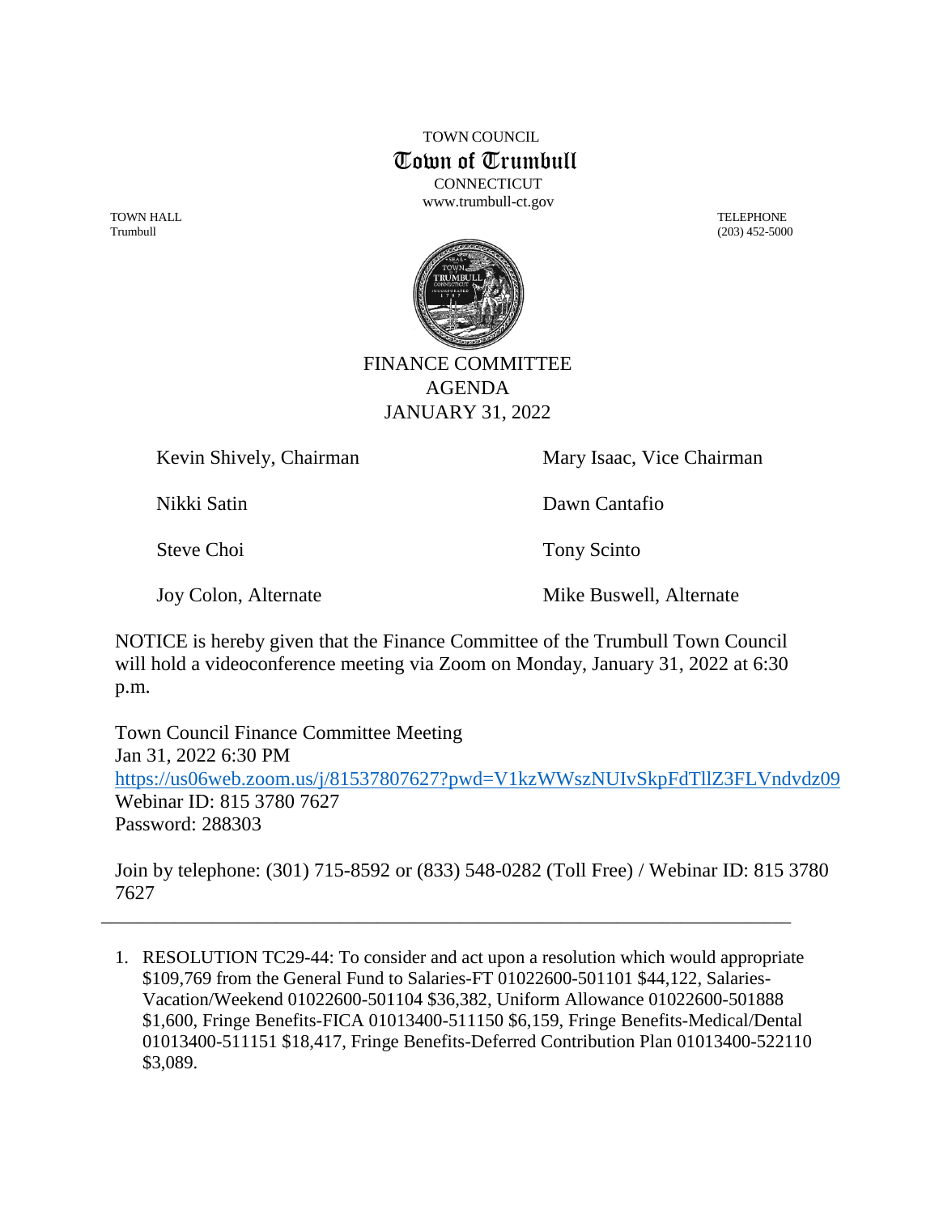TOWN COUNCIL

# Town of Trumbull

CONNECTICUT

www.trumbull-ct.gov

TOWN HALL
Trumbull

TELEPHONE
(203) 452-5000

## FINANCE COMMITTEE AGENDA
## JANUARY 31, 2022

| | |
|---|---|
| Kevin Shively, Chairman | Mary Isaac, Vice Chairman |
| Nikki Satin | Dawn Cantafio |
| Steve Choi | Tony Scinto |
| Joy Colon, Alternate | Mike Buswell, Alternate |

NOTICE is hereby given that the Finance Committee of the Trumbull Town Council will hold a videoconference meeting via Zoom on Monday, January 31, 2022 at 6:30 p.m.

Town Council Finance Committee Meeting
Jan 31, 2022 6:30 PM
https://us06web.zoom.us/j/81537807627?pwd=V1kzWWszNUIvSkpFdTllZ3FLVndvdz09
Webinar ID: 815 3780 7627
Password: 288303

Join by telephone: (301) 715-8592 or (833) 548-0282 (Toll Free) / Webinar ID: 815 3780 7627

---

1. RESOLUTION TC29-44: To consider and act upon a resolution which would appropriate $109,769 from the General Fund to Salaries-FT 01022600-501101 $44,122, Salaries-Vacation/Weekend 01022600-501104 $36,382, Uniform Allowance 01022600-501888 $1,600, Fringe Benefits-FICA 01013400-511150 $6,159, Fringe Benefits-Medical/Dental 01013400-511151 $18,417, Fringe Benefits-Deferred Contribution Plan 01013400-522110 $3,089.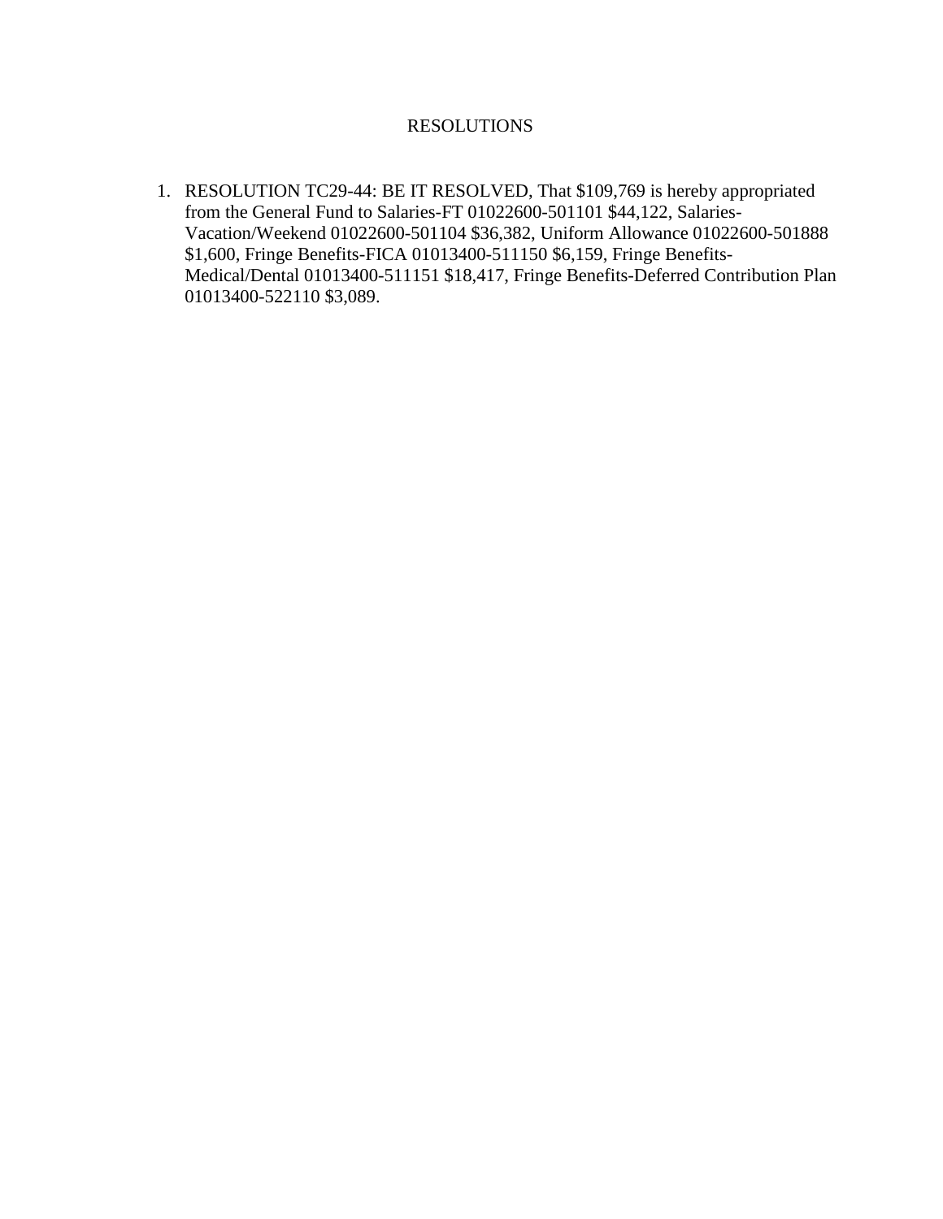# RESOLUTIONS

1. RESOLUTION TC29-44: BE IT RESOLVED, That $109,769 is hereby appropriated from the General Fund to Salaries-FT 01022600-501101 $44,122, Salaries-Vacation/Weekend 01022600-501104 $36,382, Uniform Allowance 01022600-501888 $1,600, Fringe Benefits-FICA 01013400-511150 $6,159, Fringe Benefits-Medical/Dental 01013400-511151 $18,417, Fringe Benefits-Deferred Contribution Plan 01013400-522110 $3,089.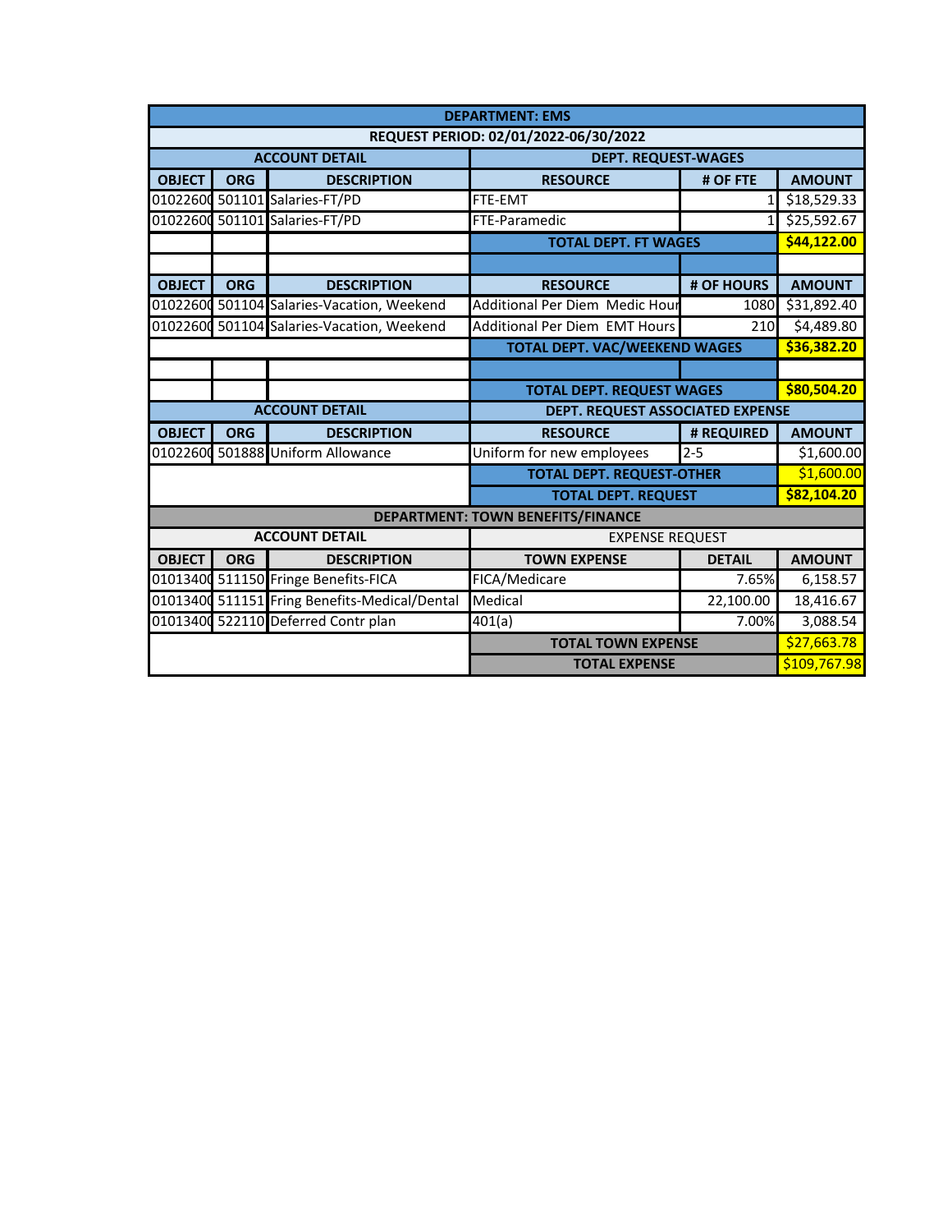| DEPARTMENT: EMS | | | | | |
|---|---|---|---|---|---|
| REQUEST PERIOD: 02/01/2022-06/30/2022 | | | | | |
| ACCOUNT DETAIL | | | DEPT. REQUEST-WAGES | | |
| OBJECT | ORG | DESCRIPTION | RESOURCE | # OF FTE | AMOUNT |
| 01022600 | 501101 | Salaries-FT/PD | FTE-EMT | 1 | $18,529.33 |
| 01022600 | 501101 | Salaries-FT/PD | FTE-Paramedic | 1 | $25,592.67 |
| | | | TOTAL DEPT. FT WAGES | | $44,122.00 |
| | | | | | |
| OBJECT | ORG | DESCRIPTION | RESOURCE | # OF HOURS | AMOUNT |
| 01022600 | 501104 | Salaries-Vacation, Weekend | Additional Per Diem Medic Hour | 1080 | $31,892.40 |
| 01022600 | 501104 | Salaries-Vacation, Weekend | Additional Per Diem EMT Hours | 210 | $4,489.80 |
| | | | TOTAL DEPT. VAC/WEEKEND WAGES | | $36,382.20 |
| | | | | | |
| | | | TOTAL DEPT. REQUEST WAGES | | $80,504.20 |
| ACCOUNT DETAIL | | | DEPT. REQUEST ASSOCIATED EXPENSE | | |
| OBJECT | ORG | DESCRIPTION | RESOURCE | # REQUIRED | AMOUNT |
| 01022600 | 501888 | Uniform Allowance | Uniform for new employees | 2-5 | $1,600.00 |
| | | | TOTAL DEPT. REQUEST-OTHER | | $1,600.00 |
| | | | TOTAL DEPT. REQUEST | | $82,104.20 |
| DEPARTMENT: TOWN BENEFITS/FINANCE | | | | | |
| ACCOUNT DETAIL | | | EXPENSE REQUEST | | |
| OBJECT | ORG | DESCRIPTION | TOWN EXPENSE | DETAIL | AMOUNT |
| 01013400 | 511150 | Fringe Benefits-FICA | FICA/Medicare | 7.65% | 6,158.57 |
| 01013400 | 511151 | Fring Benefits-Medical/Dental | Medical | 22,100.00 | 18,416.67 |
| 01013400 | 522110 | Deferred Contr plan | 401(a) | 7.00% | 3,088.54 |
| | | | TOTAL TOWN EXPENSE | | $27,663.78 |
| | | | TOTAL EXPENSE | | $109,767.98 |